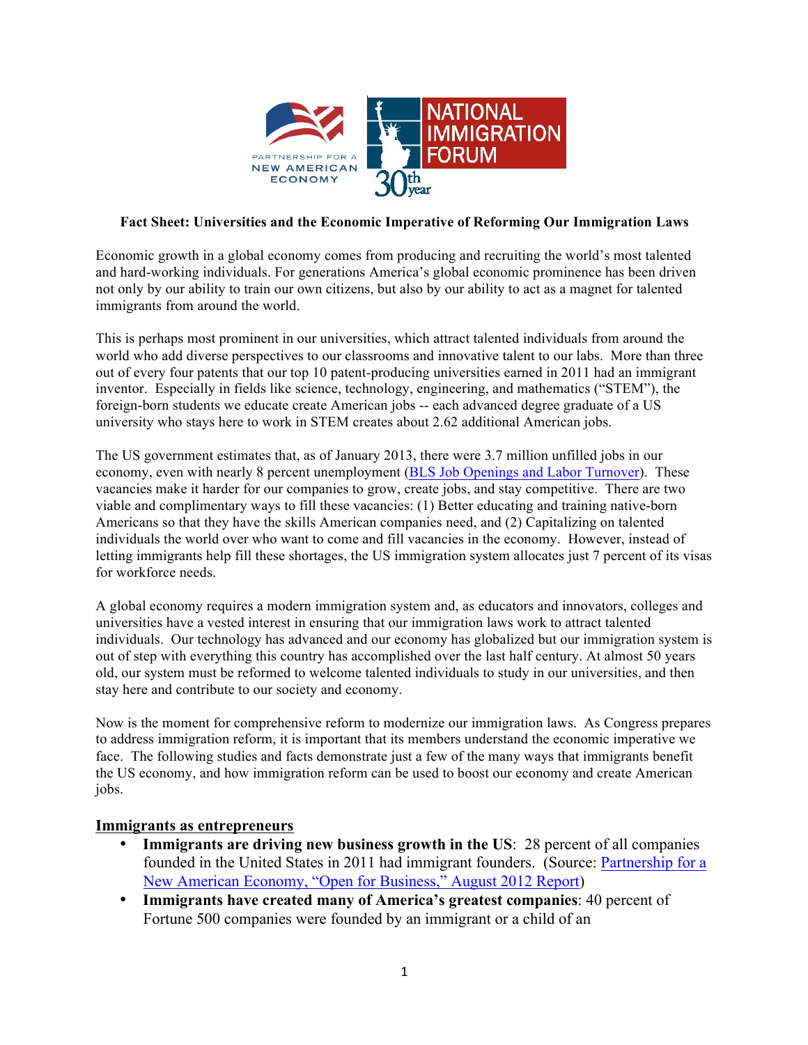# Fact Sheet: Universities and the Economic Imperative of Reforming Our Immigration Laws

Economic growth in a global economy comes from producing and recruiting the world's most talented and hard-working individuals. For generations America's global economic prominence has been driven not only by our ability to train our own citizens, but also by our ability to act as a magnet for talented immigrants from around the world.

This is perhaps most prominent in our universities, which attract talented individuals from around the world who add diverse perspectives to our classrooms and innovative talent to our labs. More than three out of every four patents that our top 10 patent-producing universities earned in 2011 had an immigrant inventor. Especially in fields like science, technology, engineering, and mathematics ("STEM"), the foreign-born students we educate create American jobs -- each advanced degree graduate of a US university who stays here to work in STEM creates about 2.62 additional American jobs.

The US government estimates that, as of January 2013, there were 3.7 million unfilled jobs in our economy, even with nearly 8 percent unemployment (BLS Job Openings and Labor Turnover). These vacancies make it harder for our companies to grow, create jobs, and stay competitive. There are two viable and complimentary ways to fill these vacancies: (1) Better educating and training native-born Americans so that they have the skills American companies need, and (2) Capitalizing on talented individuals the world over who want to come and fill vacancies in the economy. However, instead of letting immigrants help fill these shortages, the US immigration system allocates just 7 percent of its visas for workforce needs.

A global economy requires a modern immigration system and, as educators and innovators, colleges and universities have a vested interest in ensuring that our immigration laws work to attract talented individuals. Our technology has advanced and our economy has globalized but our immigration system is out of step with everything this country has accomplished over the last half century. At almost 50 years old, our system must be reformed to welcome talented individuals to study in our universities, and then stay here and contribute to our society and economy.

Now is the moment for comprehensive reform to modernize our immigration laws. As Congress prepares to address immigration reform, it is important that its members understand the economic imperative we face. The following studies and facts demonstrate just a few of the many ways that immigrants benefit the US economy, and how immigration reform can be used to boost our economy and create American jobs.

## Immigrants as entrepreneurs

- **Immigrants are driving new business growth in the US**: 28 percent of all companies founded in the United States in 2011 had immigrant founders. (Source: Partnership for a New American Economy, "Open for Business," August 2012 Report)
- **Immigrants have created many of America's greatest companies**: 40 percent of Fortune 500 companies were founded by an immigrant or a child of an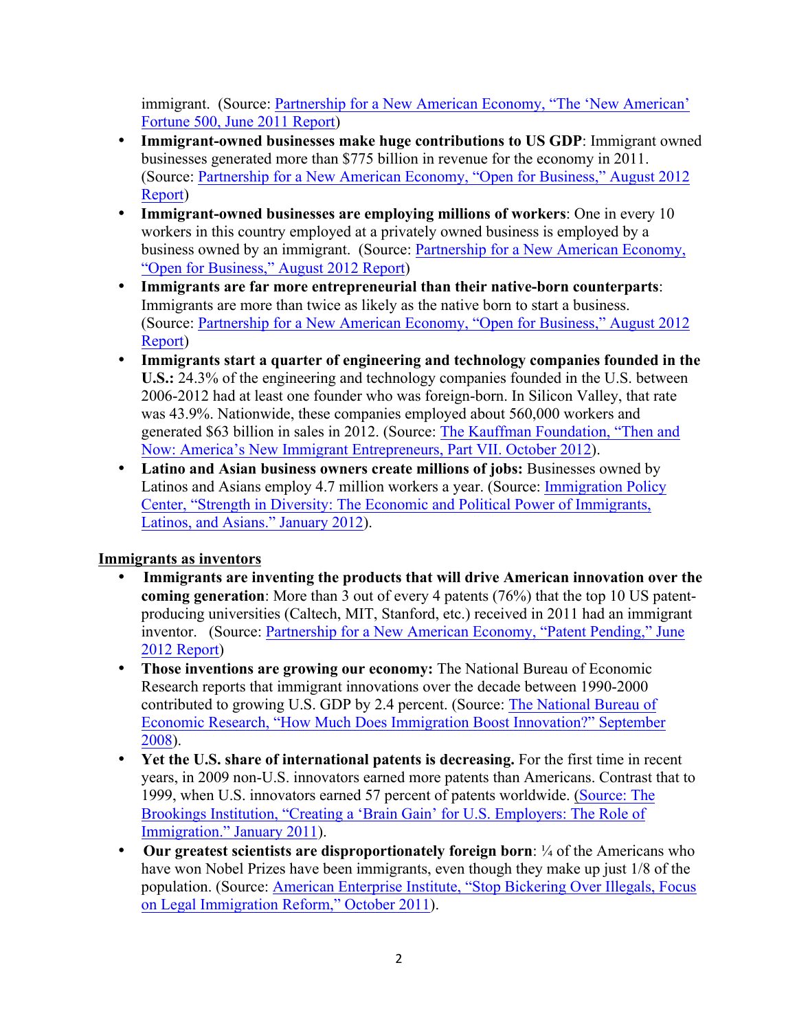immigrant. (Source: Partnership for a New American Economy, "The 'New American' Fortune 500, June 2011 Report)

- **Immigrant-owned businesses make huge contributions to US GDP**: Immigrant owned businesses generated more than $775 billion in revenue for the economy in 2011. (Source: Partnership for a New American Economy, "Open for Business," August 2012 Report)
- **Immigrant-owned businesses are employing millions of workers**: One in every 10 workers in this country employed at a privately owned business is employed by a business owned by an immigrant. (Source: Partnership for a New American Economy, "Open for Business," August 2012 Report)
- **Immigrants are far more entrepreneurial than their native-born counterparts**: Immigrants are more than twice as likely as the native born to start a business. (Source: Partnership for a New American Economy, "Open for Business," August 2012 Report)
- **Immigrants start a quarter of engineering and technology companies founded in the U.S.:** 24.3% of the engineering and technology companies founded in the U.S. between 2006-2012 had at least one founder who was foreign-born. In Silicon Valley, that rate was 43.9%. Nationwide, these companies employed about 560,000 workers and generated $63 billion in sales in 2012. (Source: The Kauffman Foundation, "Then and Now: America's New Immigrant Entrepreneurs, Part VII. October 2012).
- **Latino and Asian business owners create millions of jobs:** Businesses owned by Latinos and Asians employ 4.7 million workers a year. (Source: Immigration Policy Center, "Strength in Diversity: The Economic and Political Power of Immigrants, Latinos, and Asians." January 2012).

**Immigrants as inventors**

- **Immigrants are inventing the products that will drive American innovation over the coming generation**: More than 3 out of every 4 patents (76%) that the top 10 US patent-producing universities (Caltech, MIT, Stanford, etc.) received in 2011 had an immigrant inventor. (Source: Partnership for a New American Economy, "Patent Pending," June 2012 Report)
- **Those inventions are growing our economy:** The National Bureau of Economic Research reports that immigrant innovations over the decade between 1990-2000 contributed to growing U.S. GDP by 2.4 percent. (Source: The National Bureau of Economic Research, "How Much Does Immigration Boost Innovation?" September 2008).
- **Yet the U.S. share of international patents is decreasing.** For the first time in recent years, in 2009 non-U.S. innovators earned more patents than Americans. Contrast that to 1999, when U.S. innovators earned 57 percent of patents worldwide. (Source: The Brookings Institution, "Creating a 'Brain Gain' for U.S. Employers: The Role of Immigration." January 2011).
- **Our greatest scientists are disproportionately foreign born**: ¼ of the Americans who have won Nobel Prizes have been immigrants, even though they make up just 1/8 of the population. (Source: American Enterprise Institute, "Stop Bickering Over Illegals, Focus on Legal Immigration Reform," October 2011).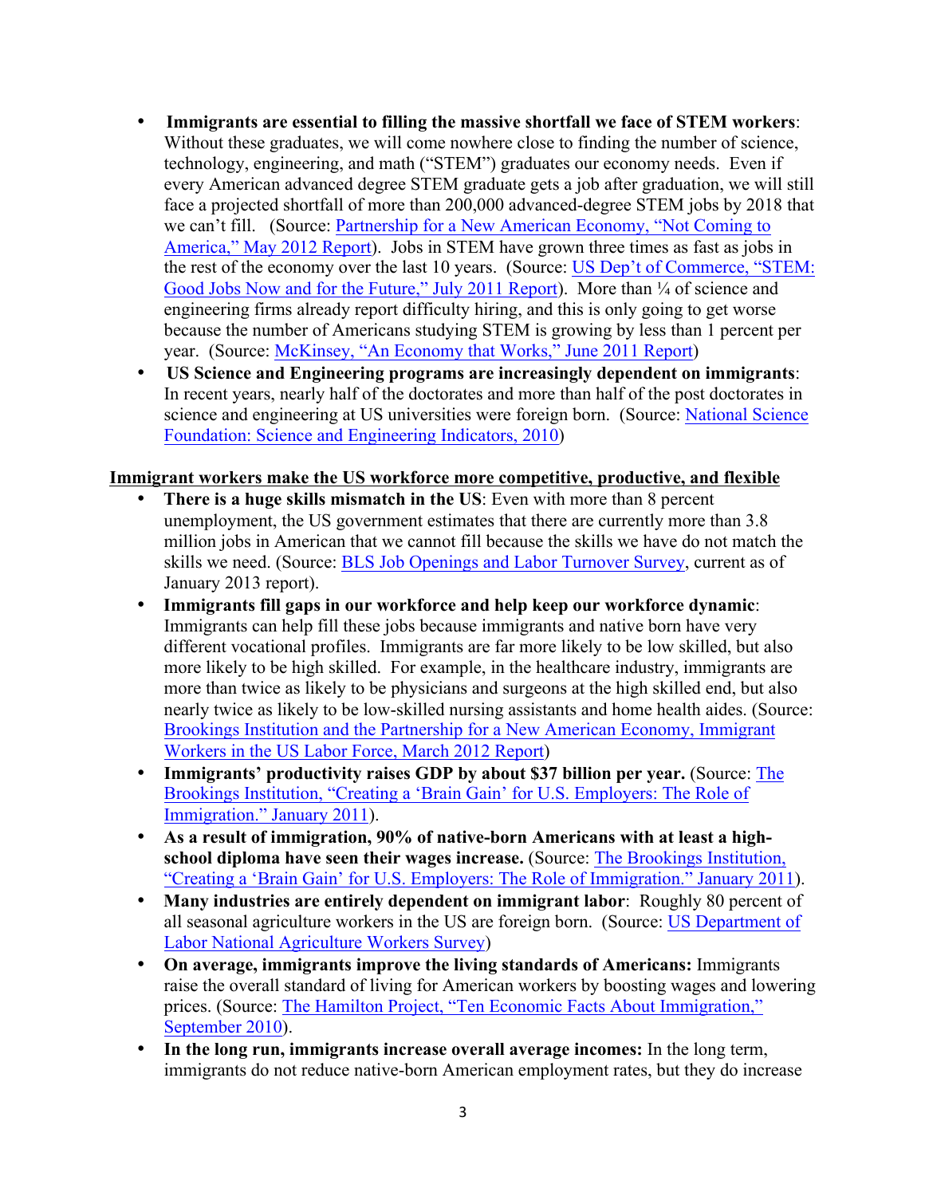- **Immigrants are essential to filling the massive shortfall we face of STEM workers**: Without these graduates, we will come nowhere close to finding the number of science, technology, engineering, and math ("STEM") graduates our economy needs. Even if every American advanced degree STEM graduate gets a job after graduation, we will still face a projected shortfall of more than 200,000 advanced-degree STEM jobs by 2018 that we can't fill. (Source: Partnership for a New American Economy, "Not Coming to America," May 2012 Report). Jobs in STEM have grown three times as fast as jobs in the rest of the economy over the last 10 years. (Source: US Dep't of Commerce, "STEM: Good Jobs Now and for the Future," July 2011 Report). More than ¼ of science and engineering firms already report difficulty hiring, and this is only going to get worse because the number of Americans studying STEM is growing by less than 1 percent per year. (Source: McKinsey, "An Economy that Works," June 2011 Report)
- **US Science and Engineering programs are increasingly dependent on immigrants**: In recent years, nearly half of the doctorates and more than half of the post doctorates in science and engineering at US universities were foreign born. (Source: National Science Foundation: Science and Engineering Indicators, 2010)

<u>**Immigrant workers make the US workforce more competitive, productive, and flexible**</u>

- **There is a huge skills mismatch in the US**: Even with more than 8 percent unemployment, the US government estimates that there are currently more than 3.8 million jobs in American that we cannot fill because the skills we have do not match the skills we need. (Source: BLS Job Openings and Labor Turnover Survey, current as of January 2013 report).
- **Immigrants fill gaps in our workforce and help keep our workforce dynamic**: Immigrants can help fill these jobs because immigrants and native born have very different vocational profiles. Immigrants are far more likely to be low skilled, but also more likely to be high skilled. For example, in the healthcare industry, immigrants are more than twice as likely to be physicians and surgeons at the high skilled end, but also nearly twice as likely to be low-skilled nursing assistants and home health aides. (Source: Brookings Institution and the Partnership for a New American Economy, Immigrant Workers in the US Labor Force, March 2012 Report)
- **Immigrants' productivity raises GDP by about $37 billion per year.** (Source: The Brookings Institution, "Creating a 'Brain Gain' for U.S. Employers: The Role of Immigration." January 2011).
- **As a result of immigration, 90% of native-born Americans with at least a high-school diploma have seen their wages increase.** (Source: The Brookings Institution, "Creating a 'Brain Gain' for U.S. Employers: The Role of Immigration." January 2011).
- **Many industries are entirely dependent on immigrant labor**: Roughly 80 percent of all seasonal agriculture workers in the US are foreign born. (Source: US Department of Labor National Agriculture Workers Survey)
- **On average, immigrants improve the living standards of Americans:** Immigrants raise the overall standard of living for American workers by boosting wages and lowering prices. (Source: The Hamilton Project, "Ten Economic Facts About Immigration," September 2010).
- **In the long run, immigrants increase overall average incomes:** In the long term, immigrants do not reduce native-born American employment rates, but they do increase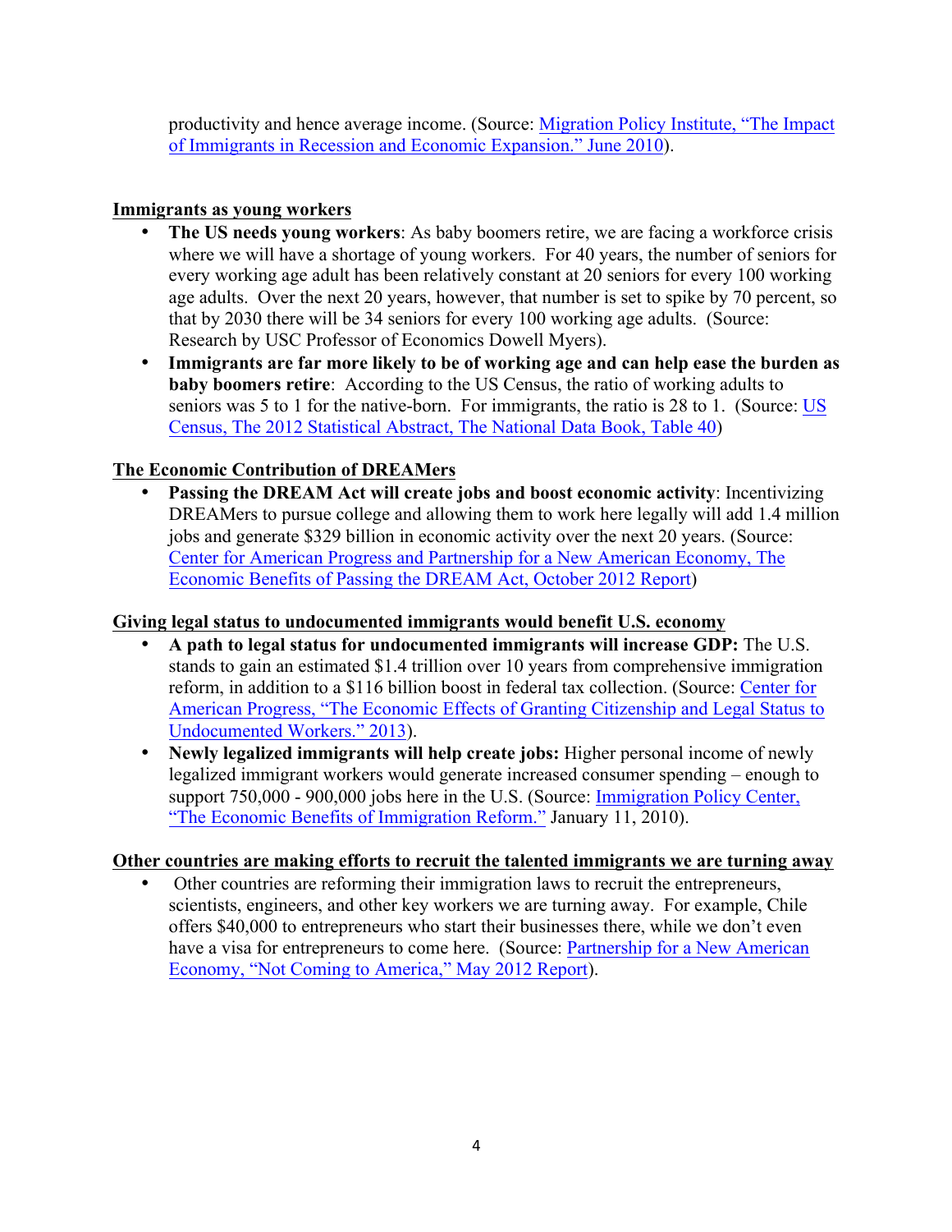productivity and hence average income. (Source: Migration Policy Institute, "The Impact of Immigrants in Recession and Economic Expansion." June 2010).

**Immigrants as young workers**

- **The US needs young workers**: As baby boomers retire, we are facing a workforce crisis where we will have a shortage of young workers. For 40 years, the number of seniors for every working age adult has been relatively constant at 20 seniors for every 100 working age adults. Over the next 20 years, however, that number is set to spike by 70 percent, so that by 2030 there will be 34 seniors for every 100 working age adults. (Source: Research by USC Professor of Economics Dowell Myers).
- **Immigrants are far more likely to be of working age and can help ease the burden as baby boomers retire**: According to the US Census, the ratio of working adults to seniors was 5 to 1 for the native-born. For immigrants, the ratio is 28 to 1. (Source: US Census, The 2012 Statistical Abstract, The National Data Book, Table 40)

**The Economic Contribution of DREAMers**

- **Passing the DREAM Act will create jobs and boost economic activity**: Incentivizing DREAMers to pursue college and allowing them to work here legally will add 1.4 million jobs and generate $329 billion in economic activity over the next 20 years. (Source: Center for American Progress and Partnership for a New American Economy, The Economic Benefits of Passing the DREAM Act, October 2012 Report)

**Giving legal status to undocumented immigrants would benefit U.S. economy**

- **A path to legal status for undocumented immigrants will increase GDP:** The U.S. stands to gain an estimated $1.4 trillion over 10 years from comprehensive immigration reform, in addition to a $116 billion boost in federal tax collection. (Source: Center for American Progress, "The Economic Effects of Granting Citizenship and Legal Status to Undocumented Workers." 2013).
- **Newly legalized immigrants will help create jobs:** Higher personal income of newly legalized immigrant workers would generate increased consumer spending – enough to support 750,000 - 900,000 jobs here in the U.S. (Source: Immigration Policy Center, "The Economic Benefits of Immigration Reform." January 11, 2010).

**Other countries are making efforts to recruit the talented immigrants we are turning away**

- Other countries are reforming their immigration laws to recruit the entrepreneurs, scientists, engineers, and other key workers we are turning away. For example, Chile offers $40,000 to entrepreneurs who start their businesses there, while we don't even have a visa for entrepreneurs to come here. (Source: Partnership for a New American Economy, "Not Coming to America," May 2012 Report).